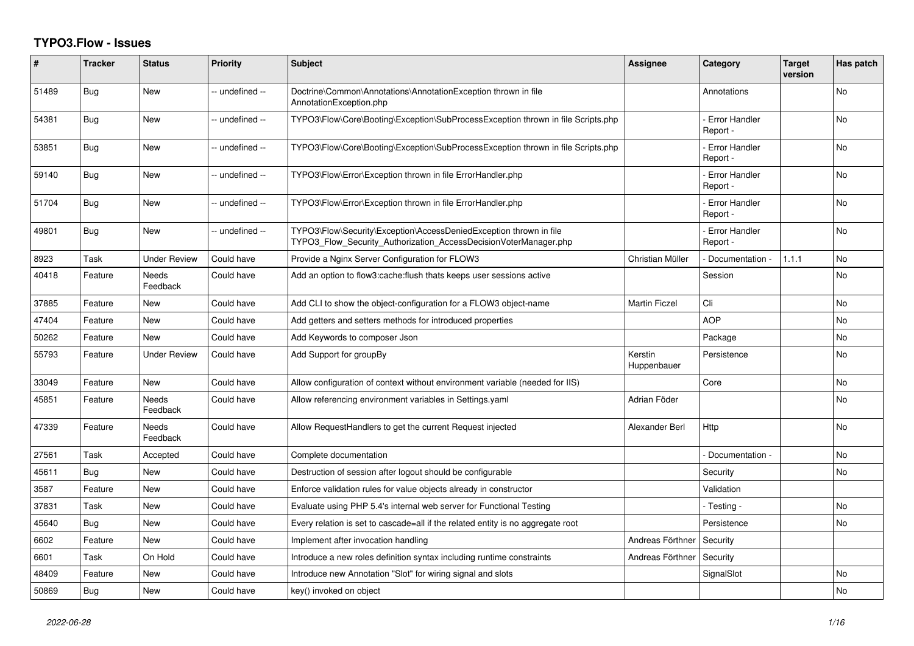# TYPO3.Flow - Issues

| # | Tracker | Status | Priority | Subject | Assignee | Category | Target version | Has patch |
|---|---|---|---|---|---|---|---|---|
| 51489 | Bug | New | -- undefined -- | Doctrine\Common\Annotations\AnnotationException thrown in file AnnotationException.php | | Annotations | | No |
| 54381 | Bug | New | -- undefined -- | TYPO3\Flow\Core\Booting\Exception\SubProcessException thrown in file Scripts.php | | - Error Handler Report - | | No |
| 53851 | Bug | New | -- undefined -- | TYPO3\Flow\Core\Booting\Exception\SubProcessException thrown in file Scripts.php | | - Error Handler Report - | | No |
| 59140 | Bug | New | -- undefined -- | TYPO3\Flow\Error\Exception thrown in file ErrorHandler.php | | - Error Handler Report - | | No |
| 51704 | Bug | New | -- undefined -- | TYPO3\Flow\Error\Exception thrown in file ErrorHandler.php | | - Error Handler Report - | | No |
| 49801 | Bug | New | -- undefined -- | TYPO3\Flow\Security\Exception\AccessDeniedException thrown in file TYPO3_Flow_Security_Authorization_AccessDecisionVoterManager.php | | - Error Handler Report - | | No |
| 8923 | Task | Under Review | Could have | Provide a Nginx Server Configuration for FLOW3 | Christian Müller | - Documentation - | 1.1.1 | No |
| 40418 | Feature | Needs Feedback | Could have | Add an option to flow3:cache:flush thats keeps user sessions active | | Session | | No |
| 37885 | Feature | New | Could have | Add CLI to show the object-configuration for a FLOW3 object-name | Martin Ficzel | Cli | | No |
| 47404 | Feature | New | Could have | Add getters and setters methods for introduced properties | | AOP | | No |
| 50262 | Feature | New | Could have | Add Keywords to composer Json | | Package | | No |
| 55793 | Feature | Under Review | Could have | Add Support for groupBy | Kerstin Huppenbauer | Persistence | | No |
| 33049 | Feature | New | Could have | Allow configuration of context without environment variable (needed for IIS) | | Core | | No |
| 45851 | Feature | Needs Feedback | Could have | Allow referencing environment variables in Settings.yaml | Adrian Föder | | | No |
| 47339 | Feature | Needs Feedback | Could have | Allow RequestHandlers to get the current Request injected | Alexander Berl | Http | | No |
| 27561 | Task | Accepted | Could have | Complete documentation | | - Documentation - | | No |
| 45611 | Bug | New | Could have | Destruction of session after logout should be configurable | | Security | | No |
| 3587 | Feature | New | Could have | Enforce validation rules for value objects already in constructor | | Validation | | |
| 37831 | Task | New | Could have | Evaluate using PHP 5.4's internal web server for Functional Testing | | - Testing - | | No |
| 45640 | Bug | New | Could have | Every relation is set to cascade=all if the related entity is no aggregate root | | Persistence | | No |
| 6602 | Feature | New | Could have | Implement after invocation handling | Andreas Förthner | Security | | |
| 6601 | Task | On Hold | Could have | Introduce a new roles definition syntax including runtime constraints | Andreas Förthner | Security | | |
| 48409 | Feature | New | Could have | Introduce new Annotation "Slot" for wiring signal and slots | | SignalSlot | | No |
| 50869 | Bug | New | Could have | key() invoked on object | | | | No |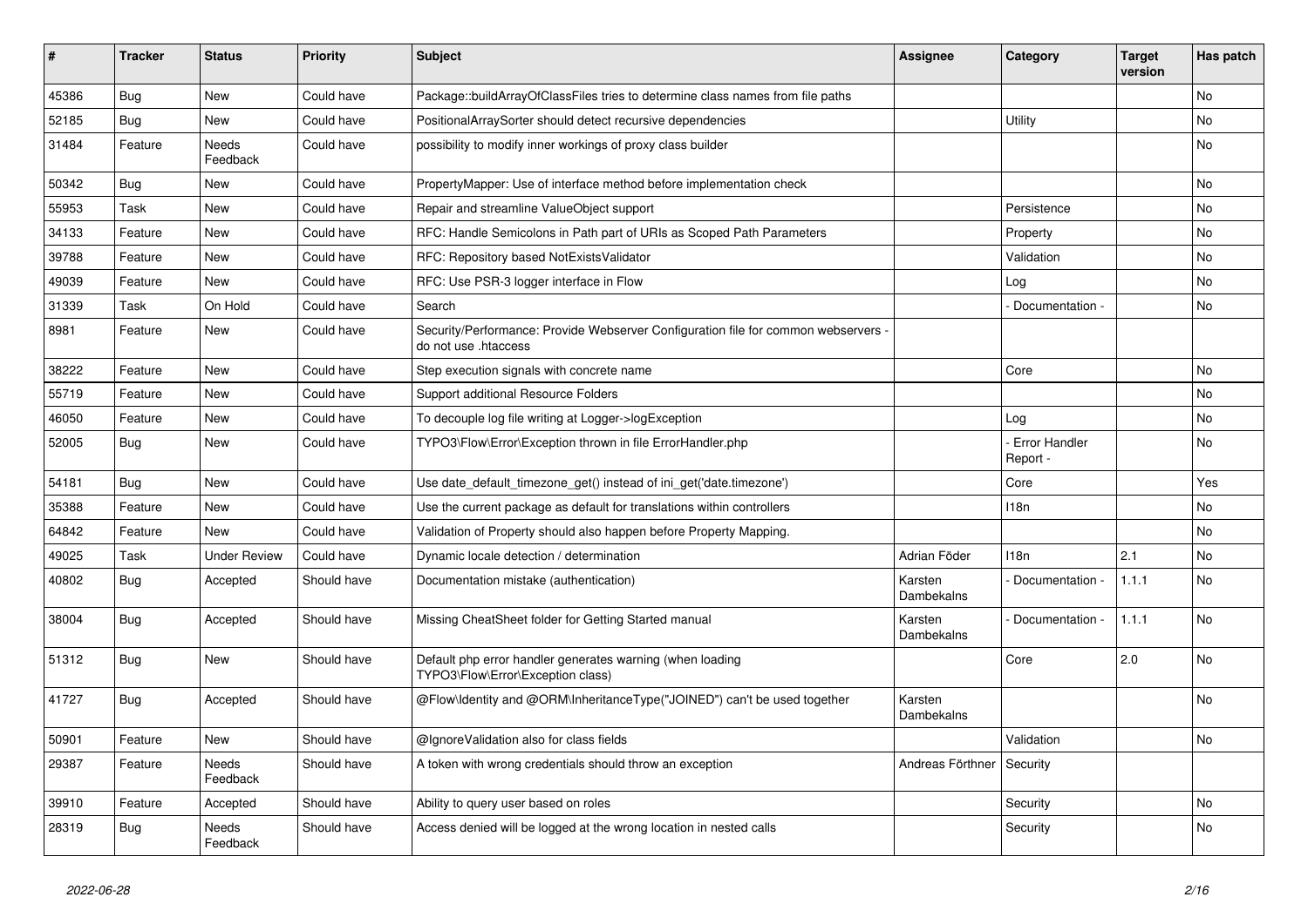| # | Tracker | Status | Priority | Subject | Assignee | Category | Target version | Has patch |
|---|---|---|---|---|---|---|---|---|
| 45386 | Bug | New | Could have | Package::buildArrayOfClassFiles tries to determine class names from file paths | | | | No |
| 52185 | Bug | New | Could have | PositionalArraySorter should detect recursive dependencies | | Utility | | No |
| 31484 | Feature | Needs Feedback | Could have | possibility to modify inner workings of proxy class builder | | | | No |
| 50342 | Bug | New | Could have | PropertyMapper: Use of interface method before implementation check | | | | No |
| 55953 | Task | New | Could have | Repair and streamline ValueObject support | | Persistence | | No |
| 34133 | Feature | New | Could have | RFC: Handle Semicolons in Path part of URIs as Scoped Path Parameters | | Property | | No |
| 39788 | Feature | New | Could have | RFC: Repository based NotExistsValidator | | Validation | | No |
| 49039 | Feature | New | Could have | RFC: Use PSR-3 logger interface in Flow | | Log | | No |
| 31339 | Task | On Hold | Could have | Search | | - Documentation - | | No |
| 8981 | Feature | New | Could have | Security/Performance: Provide Webserver Configuration file for common webservers - do not use .htaccess | | | | |
| 38222 | Feature | New | Could have | Step execution signals with concrete name | | Core | | No |
| 55719 | Feature | New | Could have | Support additional Resource Folders | | | | No |
| 46050 | Feature | New | Could have | To decouple log file writing at Logger->logException | | Log | | No |
| 52005 | Bug | New | Could have | TYPO3\Flow\Error\Exception thrown in file ErrorHandler.php | | - Error Handler Report - | | No |
| 54181 | Bug | New | Could have | Use date_default_timezone_get() instead of ini_get('date.timezone') | | Core | | Yes |
| 35388 | Feature | New | Could have | Use the current package as default for translations within controllers | | I18n | | No |
| 64842 | Feature | New | Could have | Validation of Property should also happen before Property Mapping. | | | | No |
| 49025 | Task | Under Review | Could have | Dynamic locale detection / determination | Adrian Föder | I18n | 2.1 | No |
| 40802 | Bug | Accepted | Should have | Documentation mistake (authentication) | Karsten Dambekalns | - Documentation - | 1.1.1 | No |
| 38004 | Bug | Accepted | Should have | Missing CheatSheet folder for Getting Started manual | Karsten Dambekalns | - Documentation - | 1.1.1 | No |
| 51312 | Bug | New | Should have | Default php error handler generates warning (when loading TYPO3\Flow\Error\Exception class) | | Core | 2.0 | No |
| 41727 | Bug | Accepted | Should have | @Flow\Identity and @ORM\InheritanceType("JOINED") can't be used together | Karsten Dambekalns | | | No |
| 50901 | Feature | New | Should have | @IgnoreValidation also for class fields | | Validation | | No |
| 29387 | Feature | Needs Feedback | Should have | A token with wrong credentials should throw an exception | Andreas Förthner | Security | | |
| 39910 | Feature | Accepted | Should have | Ability to query user based on roles | | Security | | No |
| 28319 | Bug | Needs Feedback | Should have | Access denied will be logged at the wrong location in nested calls | | Security | | No |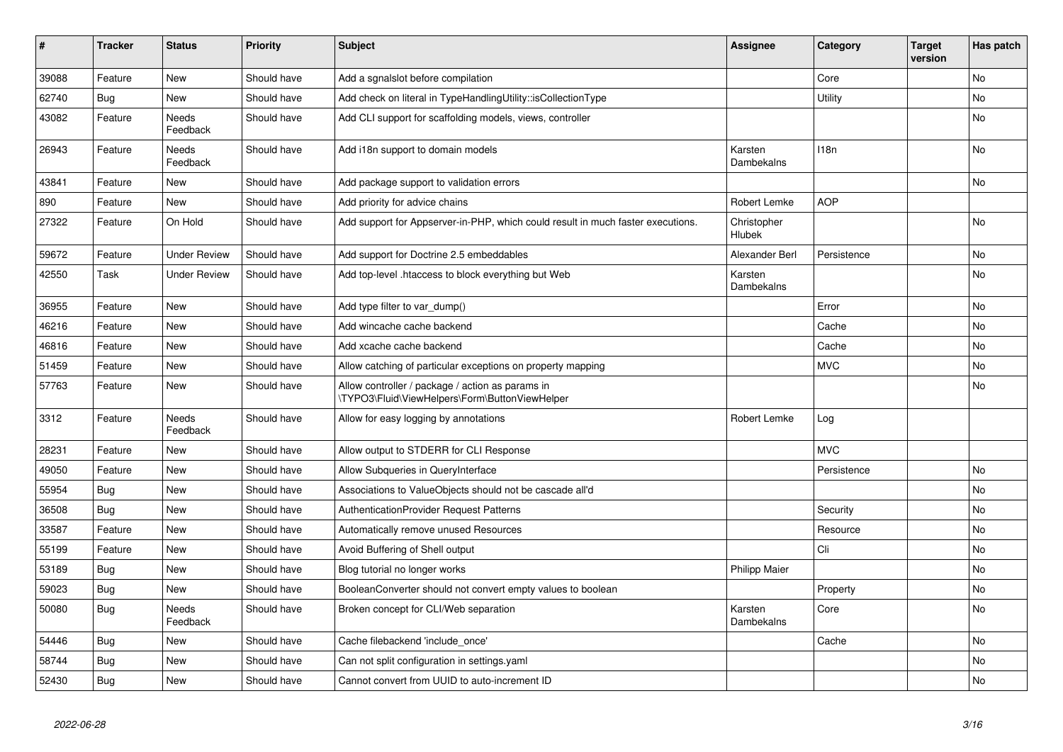| # | Tracker | Status | Priority | Subject | Assignee | Category | Target version | Has patch |
|---|---|---|---|---|---|---|---|---|
| 39088 | Feature | New | Should have | Add a sgnalslot before compilation | | Core | | No |
| 62740 | Bug | New | Should have | Add check on literal in TypeHandlingUtility::isCollectionType | | Utility | | No |
| 43082 | Feature | Needs Feedback | Should have | Add CLI support for scaffolding models, views, controller | | | | No |
| 26943 | Feature | Needs Feedback | Should have | Add i18n support to domain models | Karsten Dambekalns | I18n | | No |
| 43841 | Feature | New | Should have | Add package support to validation errors | | | | No |
| 890 | Feature | New | Should have | Add priority for advice chains | Robert Lemke | AOP | | |
| 27322 | Feature | On Hold | Should have | Add support for Appserver-in-PHP, which could result in much faster executions. | Christopher Hlubek | | | No |
| 59672 | Feature | Under Review | Should have | Add support for Doctrine 2.5 embeddables | Alexander Berl | Persistence | | No |
| 42550 | Task | Under Review | Should have | Add top-level .htaccess to block everything but Web | Karsten Dambekalns | | | No |
| 36955 | Feature | New | Should have | Add type filter to var_dump() | | Error | | No |
| 46216 | Feature | New | Should have | Add wincache cache backend | | Cache | | No |
| 46816 | Feature | New | Should have | Add xcache cache backend | | Cache | | No |
| 51459 | Feature | New | Should have | Allow catching of particular exceptions on property mapping | | MVC | | No |
| 57763 | Feature | New | Should have | Allow controller / package / action as params in \TYPO3\Fluid\ViewHelpers\Form\ButtonViewHelper | | | | No |
| 3312 | Feature | Needs Feedback | Should have | Allow for easy logging by annotations | Robert Lemke | Log | | |
| 28231 | Feature | New | Should have | Allow output to STDERR for CLI Response | | MVC | | |
| 49050 | Feature | New | Should have | Allow Subqueries in QueryInterface | | Persistence | | No |
| 55954 | Bug | New | Should have | Associations to ValueObjects should not be cascade all'd | | | | No |
| 36508 | Bug | New | Should have | AuthenticationProvider Request Patterns | | Security | | No |
| 33587 | Feature | New | Should have | Automatically remove unused Resources | | Resource | | No |
| 55199 | Feature | New | Should have | Avoid Buffering of Shell output | | Cli | | No |
| 53189 | Bug | New | Should have | Blog tutorial no longer works | Philipp Maier | | | No |
| 59023 | Bug | New | Should have | BooleanConverter should not convert empty values to boolean | | Property | | No |
| 50080 | Bug | Needs Feedback | Should have | Broken concept for CLI/Web separation | Karsten Dambekalns | Core | | No |
| 54446 | Bug | New | Should have | Cache filebackend 'include_once' | | Cache | | No |
| 58744 | Bug | New | Should have | Can not split configuration in settings.yaml | | | | No |
| 52430 | Bug | New | Should have | Cannot convert from UUID to auto-increment ID | | | | No |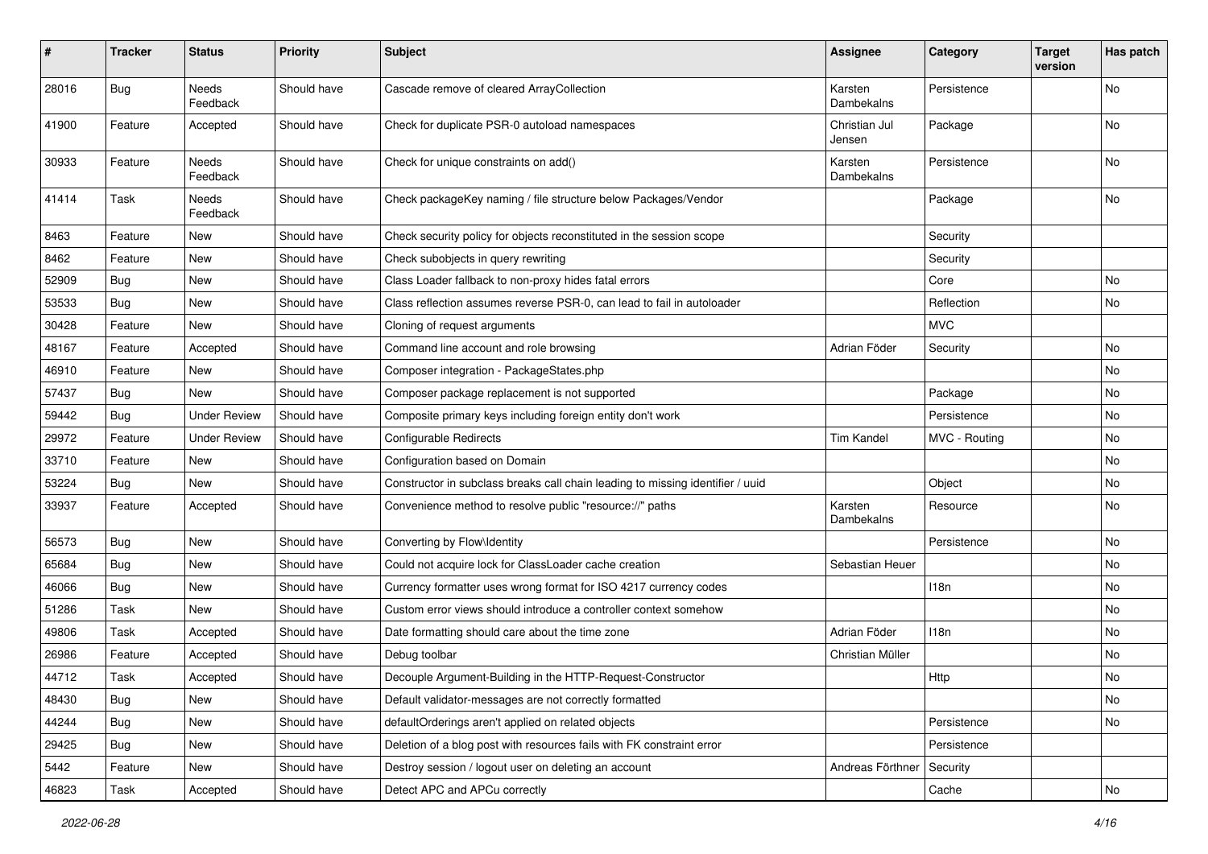| # | Tracker | Status | Priority | Subject | Assignee | Category | Target version | Has patch |
|---|---|---|---|---|---|---|---|---|
| 28016 | Bug | Needs Feedback | Should have | Cascade remove of cleared ArrayCollection | Karsten Dambekalns | Persistence | | No |
| 41900 | Feature | Accepted | Should have | Check for duplicate PSR-0 autoload namespaces | Christian Jul Jensen | Package | | No |
| 30933 | Feature | Needs Feedback | Should have | Check for unique constraints on add() | Karsten Dambekalns | Persistence | | No |
| 41414 | Task | Needs Feedback | Should have | Check packageKey naming / file structure below Packages/Vendor | | Package | | No |
| 8463 | Feature | New | Should have | Check security policy for objects reconstituted in the session scope | | Security | | |
| 8462 | Feature | New | Should have | Check subobjects in query rewriting | | Security | | |
| 52909 | Bug | New | Should have | Class Loader fallback to non-proxy hides fatal errors | | Core | | No |
| 53533 | Bug | New | Should have | Class reflection assumes reverse PSR-0, can lead to fail in autoloader | | Reflection | | No |
| 30428 | Feature | New | Should have | Cloning of request arguments | | MVC | | |
| 48167 | Feature | Accepted | Should have | Command line account and role browsing | Adrian Föder | Security | | No |
| 46910 | Feature | New | Should have | Composer integration - PackageStates.php | | | | No |
| 57437 | Bug | New | Should have | Composer package replacement is not supported | | Package | | No |
| 59442 | Bug | Under Review | Should have | Composite primary keys including foreign entity don't work | | Persistence | | No |
| 29972 | Feature | Under Review | Should have | Configurable Redirects | Tim Kandel | MVC - Routing | | No |
| 33710 | Feature | New | Should have | Configuration based on Domain | | | | No |
| 53224 | Bug | New | Should have | Constructor in subclass breaks call chain leading to missing identifier / uuid | | Object | | No |
| 33937 | Feature | Accepted | Should have | Convenience method to resolve public "resource://" paths | Karsten Dambekalns | Resource | | No |
| 56573 | Bug | New | Should have | Converting by Flow\Identity | | Persistence | | No |
| 65684 | Bug | New | Should have | Could not acquire lock for ClassLoader cache creation | Sebastian Heuer | | | No |
| 46066 | Bug | New | Should have | Currency formatter uses wrong format for ISO 4217 currency codes | | I18n | | No |
| 51286 | Task | New | Should have | Custom error views should introduce a controller context somehow | | | | No |
| 49806 | Task | Accepted | Should have | Date formatting should care about the time zone | Adrian Föder | I18n | | No |
| 26986 | Feature | Accepted | Should have | Debug toolbar | Christian Müller | | | No |
| 44712 | Task | Accepted | Should have | Decouple Argument-Building in the HTTP-Request-Constructor | | Http | | No |
| 48430 | Bug | New | Should have | Default validator-messages are not correctly formatted | | | | No |
| 44244 | Bug | New | Should have | defaultOrderings aren't applied on related objects | | Persistence | | No |
| 29425 | Bug | New | Should have | Deletion of a blog post with resources fails with FK constraint error | | Persistence | | |
| 5442 | Feature | New | Should have | Destroy session / logout user on deleting an account | Andreas Förthner | Security | | |
| 46823 | Task | Accepted | Should have | Detect APC and APCu correctly | | Cache | | No |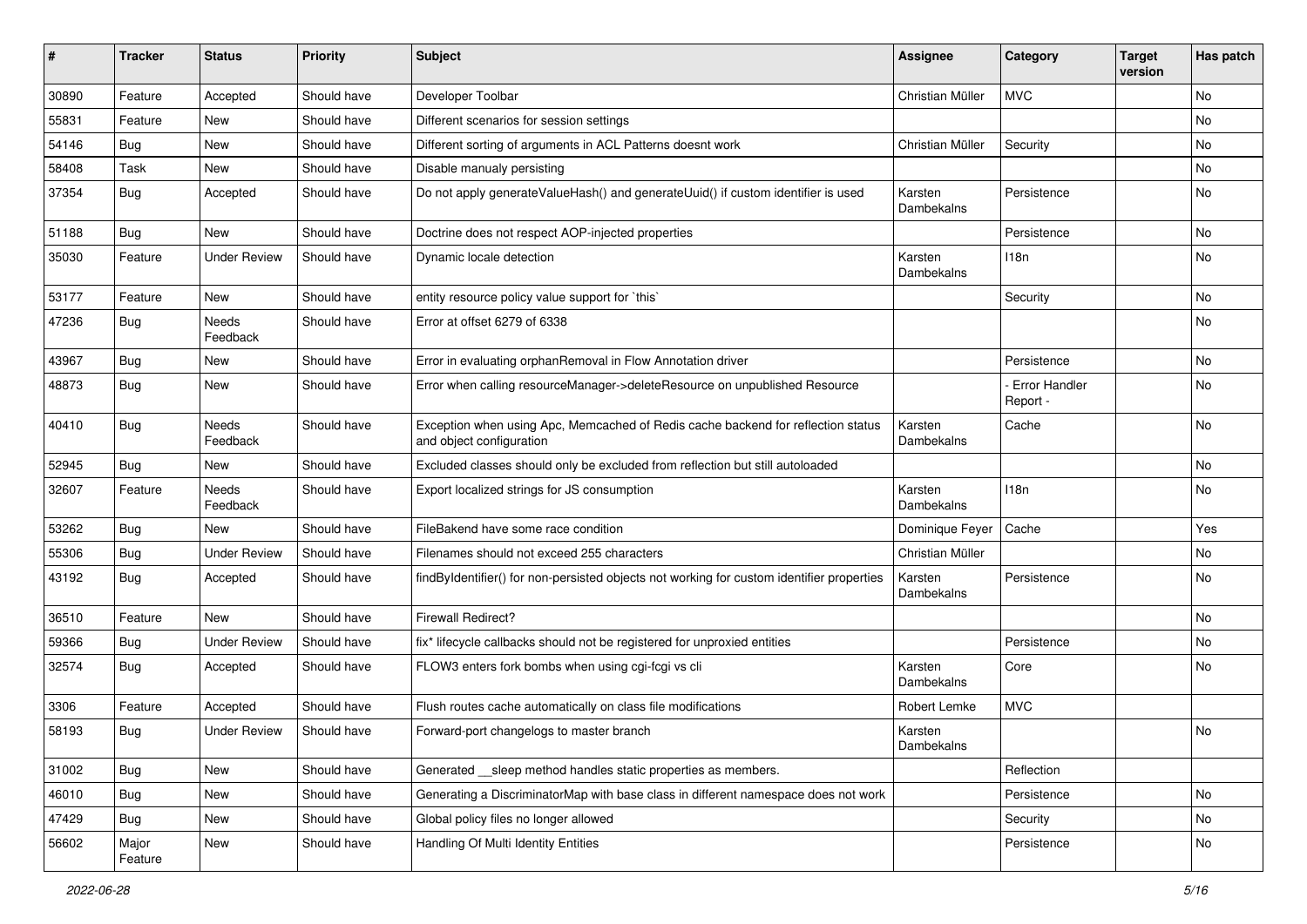| # | Tracker | Status | Priority | Subject | Assignee | Category | Target version | Has patch |
|---|---|---|---|---|---|---|---|---|
| 30890 | Feature | Accepted | Should have | Developer Toolbar | Christian Müller | MVC | | No |
| 55831 | Feature | New | Should have | Different scenarios for session settings | | | | No |
| 54146 | Bug | New | Should have | Different sorting of arguments in ACL Patterns doesnt work | Christian Müller | Security | | No |
| 58408 | Task | New | Should have | Disable manualy persisting | | | | No |
| 37354 | Bug | Accepted | Should have | Do not apply generateValueHash() and generateUuid() if custom identifier is used | Karsten Dambekalns | Persistence | | No |
| 51188 | Bug | New | Should have | Doctrine does not respect AOP-injected properties | | Persistence | | No |
| 35030 | Feature | Under Review | Should have | Dynamic locale detection | Karsten Dambekalns | I18n | | No |
| 53177 | Feature | New | Should have | entity resource policy value support for `this` | | Security | | No |
| 47236 | Bug | Needs Feedback | Should have | Error at offset 6279 of 6338 | | | | No |
| 43967 | Bug | New | Should have | Error in evaluating orphanRemoval in Flow Annotation driver | | Persistence | | No |
| 48873 | Bug | New | Should have | Error when calling resourceManager->deleteResource on unpublished Resource | | - Error Handler Report - | | No |
| 40410 | Bug | Needs Feedback | Should have | Exception when using Apc, Memcached of Redis cache backend for reflection status and object configuration | Karsten Dambekalns | Cache | | No |
| 52945 | Bug | New | Should have | Excluded classes should only be excluded from reflection but still autoloaded | | | | No |
| 32607 | Feature | Needs Feedback | Should have | Export localized strings for JS consumption | Karsten Dambekalns | I18n | | No |
| 53262 | Bug | New | Should have | FileBakend have some race condition | Dominique Feyer | Cache | | Yes |
| 55306 | Bug | Under Review | Should have | Filenames should not exceed 255 characters | Christian Müller | | | No |
| 43192 | Bug | Accepted | Should have | findByIdentifier() for non-persisted objects not working for custom identifier properties | Karsten Dambekalns | Persistence | | No |
| 36510 | Feature | New | Should have | Firewall Redirect? | | | | No |
| 59366 | Bug | Under Review | Should have | fix* lifecycle callbacks should not be registered for unproxied entities | | Persistence | | No |
| 32574 | Bug | Accepted | Should have | FLOW3 enters fork bombs when using cgi-fcgi vs cli | Karsten Dambekalns | Core | | No |
| 3306 | Feature | Accepted | Should have | Flush routes cache automatically on class file modifications | Robert Lemke | MVC | | |
| 58193 | Bug | Under Review | Should have | Forward-port changelogs to master branch | Karsten Dambekalns | | | No |
| 31002 | Bug | New | Should have | Generated __sleep method handles static properties as members. | | Reflection | | |
| 46010 | Bug | New | Should have | Generating a DiscriminatorMap with base class in different namespace does not work | | Persistence | | No |
| 47429 | Bug | New | Should have | Global policy files no longer allowed | | Security | | No |
| 56602 | Major Feature | New | Should have | Handling Of Multi Identity Entities | | Persistence | | No |

2022-06-28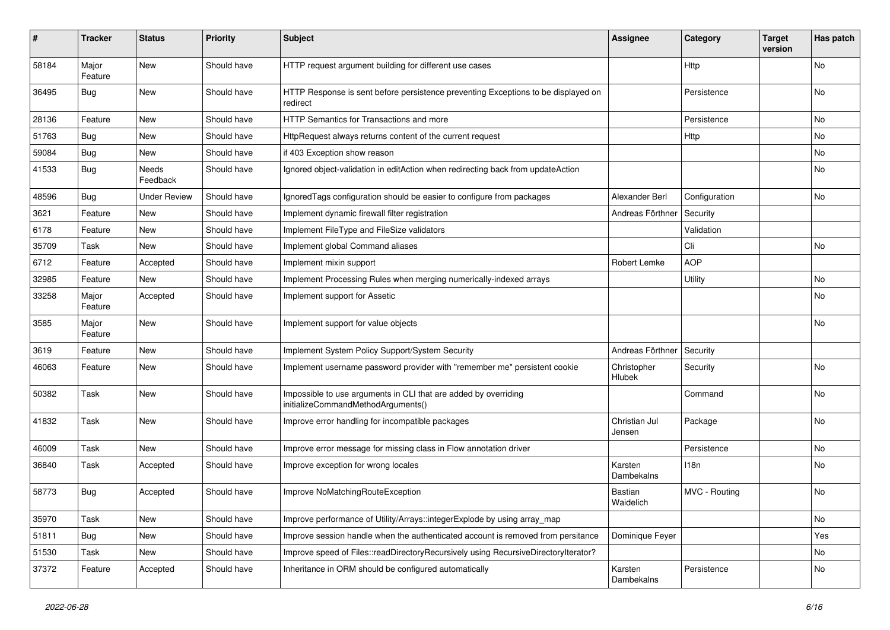| # | Tracker | Status | Priority | Subject | Assignee | Category | Target version | Has patch |
|---|---|---|---|---|---|---|---|---|
| 58184 | Major Feature | New | Should have | HTTP request argument building for different use cases | | Http | | No |
| 36495 | Bug | New | Should have | HTTP Response is sent before persistence preventing Exceptions to be displayed on redirect | | Persistence | | No |
| 28136 | Feature | New | Should have | HTTP Semantics for Transactions and more | | Persistence | | No |
| 51763 | Bug | New | Should have | HttpRequest always returns content of the current request | | Http | | No |
| 59084 | Bug | New | Should have | if 403 Exception show reason | | | | No |
| 41533 | Bug | Needs Feedback | Should have | Ignored object-validation in editAction when redirecting back from updateAction | | | | No |
| 48596 | Bug | Under Review | Should have | IgnoredTags configuration should be easier to configure from packages | Alexander Berl | Configuration | | No |
| 3621 | Feature | New | Should have | Implement dynamic firewall filter registration | Andreas Förthner | Security | | |
| 6178 | Feature | New | Should have | Implement FileType and FileSize validators | | Validation | | |
| 35709 | Task | New | Should have | Implement global Command aliases | | Cli | | No |
| 6712 | Feature | Accepted | Should have | Implement mixin support | Robert Lemke | AOP | | |
| 32985 | Feature | New | Should have | Implement Processing Rules when merging numerically-indexed arrays | | Utility | | No |
| 33258 | Major Feature | Accepted | Should have | Implement support for Assetic | | | | No |
| 3585 | Major Feature | New | Should have | Implement support for value objects | | | | No |
| 3619 | Feature | New | Should have | Implement System Policy Support/System Security | Andreas Förthner | Security | | |
| 46063 | Feature | New | Should have | Implement username password provider with "remember me" persistent cookie | Christopher Hlubek | Security | | No |
| 50382 | Task | New | Should have | Impossible to use arguments in CLI that are added by overriding initializeCommandMethodArguments() | | Command | | No |
| 41832 | Task | New | Should have | Improve error handling for incompatible packages | Christian Jul Jensen | Package | | No |
| 46009 | Task | New | Should have | Improve error message for missing class in Flow annotation driver | | Persistence | | No |
| 36840 | Task | Accepted | Should have | Improve exception for wrong locales | Karsten Dambekalns | I18n | | No |
| 58773 | Bug | Accepted | Should have | Improve NoMatchingRouteException | Bastian Waidelich | MVC - Routing | | No |
| 35970 | Task | New | Should have | Improve performance of Utility/Arrays::integerExplode by using array_map | | | | No |
| 51811 | Bug | New | Should have | Improve session handle when the authenticated account is removed from persitance | Dominique Feyer | | | Yes |
| 51530 | Task | New | Should have | Improve speed of Files::readDirectoryRecursively using RecursiveDirectoryIterator? | | | | No |
| 37372 | Feature | Accepted | Should have | Inheritance in ORM should be configured automatically | Karsten Dambekalns | Persistence | | No |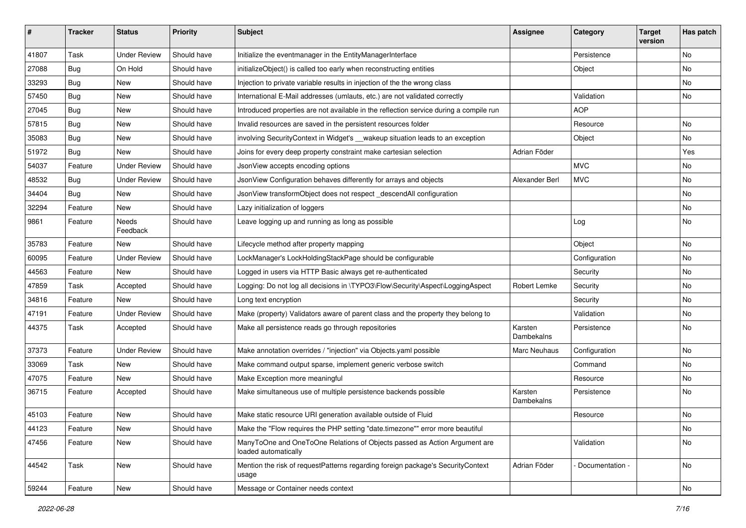| # | Tracker | Status | Priority | Subject | Assignee | Category | Target version | Has patch |
|---|---|---|---|---|---|---|---|---|
| 41807 | Task | Under Review | Should have | Initialize the eventmanager in the EntityManagerInterface | | Persistence | | No |
| 27088 | Bug | On Hold | Should have | initializeObject() is called too early when reconstructing entities | | Object | | No |
| 33293 | Bug | New | Should have | Injection to private variable results in injection of the the wrong class | | | | No |
| 57450 | Bug | New | Should have | International E-Mail addresses (umlauts, etc.) are not validated correctly | | Validation | | No |
| 27045 | Bug | New | Should have | Introduced properties are not available in the reflection service during a compile run | | AOP | | |
| 57815 | Bug | New | Should have | Invalid resources are saved in the persistent resources folder | | Resource | | No |
| 35083 | Bug | New | Should have | involving SecurityContext in Widget's __wakeup situation leads to an exception | | Object | | No |
| 51972 | Bug | New | Should have | Joins for every deep property constraint make cartesian selection | Adrian Föder | | | Yes |
| 54037 | Feature | Under Review | Should have | JsonView accepts encoding options | | MVC | | No |
| 48532 | Bug | Under Review | Should have | JsonView Configuration behaves differently for arrays and objects | Alexander Berl | MVC | | No |
| 34404 | Bug | New | Should have | JsonView transformObject does not respect _descendAll configuration | | | | No |
| 32294 | Feature | New | Should have | Lazy initialization of loggers | | | | No |
| 9861 | Feature | Needs Feedback | Should have | Leave logging up and running as long as possible | | Log | | No |
| 35783 | Feature | New | Should have | Lifecycle method after property mapping | | Object | | No |
| 60095 | Feature | Under Review | Should have | LockManager's LockHoldingStackPage should be configurable | | Configuration | | No |
| 44563 | Feature | New | Should have | Logged in users via HTTP Basic always get re-authenticated | | Security | | No |
| 47859 | Task | Accepted | Should have | Logging: Do not log all decisions in \TYPO3\Flow\Security\Aspect\LoggingAspect | Robert Lemke | Security | | No |
| 34816 | Feature | New | Should have | Long text encryption | | Security | | No |
| 47191 | Feature | Under Review | Should have | Make (property) Validators aware of parent class and the property they belong to | | Validation | | No |
| 44375 | Task | Accepted | Should have | Make all persistence reads go through repositories | Karsten Dambekalns | Persistence | | No |
| 37373 | Feature | Under Review | Should have | Make annotation overrides / "injection" via Objects.yaml possible | Marc Neuhaus | Configuration | | No |
| 33069 | Task | New | Should have | Make command output sparse, implement generic verbose switch | | Command | | No |
| 47075 | Feature | New | Should have | Make Exception more meaningful | | Resource | | No |
| 36715 | Feature | Accepted | Should have | Make simultaneous use of multiple persistence backends possible | Karsten Dambekalns | Persistence | | No |
| 45103 | Feature | New | Should have | Make static resource URI generation available outside of Fluid | | Resource | | No |
| 44123 | Feature | New | Should have | Make the "Flow requires the PHP setting "date.timezone"" error more beautiful | | | | No |
| 47456 | Feature | New | Should have | ManyToOne and OneToOne Relations of Objects passed as Action Argument are loaded automatically | | Validation | | No |
| 44542 | Task | New | Should have | Mention the risk of requestPatterns regarding foreign package's SecurityContext usage | Adrian Föder | - Documentation - | | No |
| 59244 | Feature | New | Should have | Message or Container needs context | | | | No |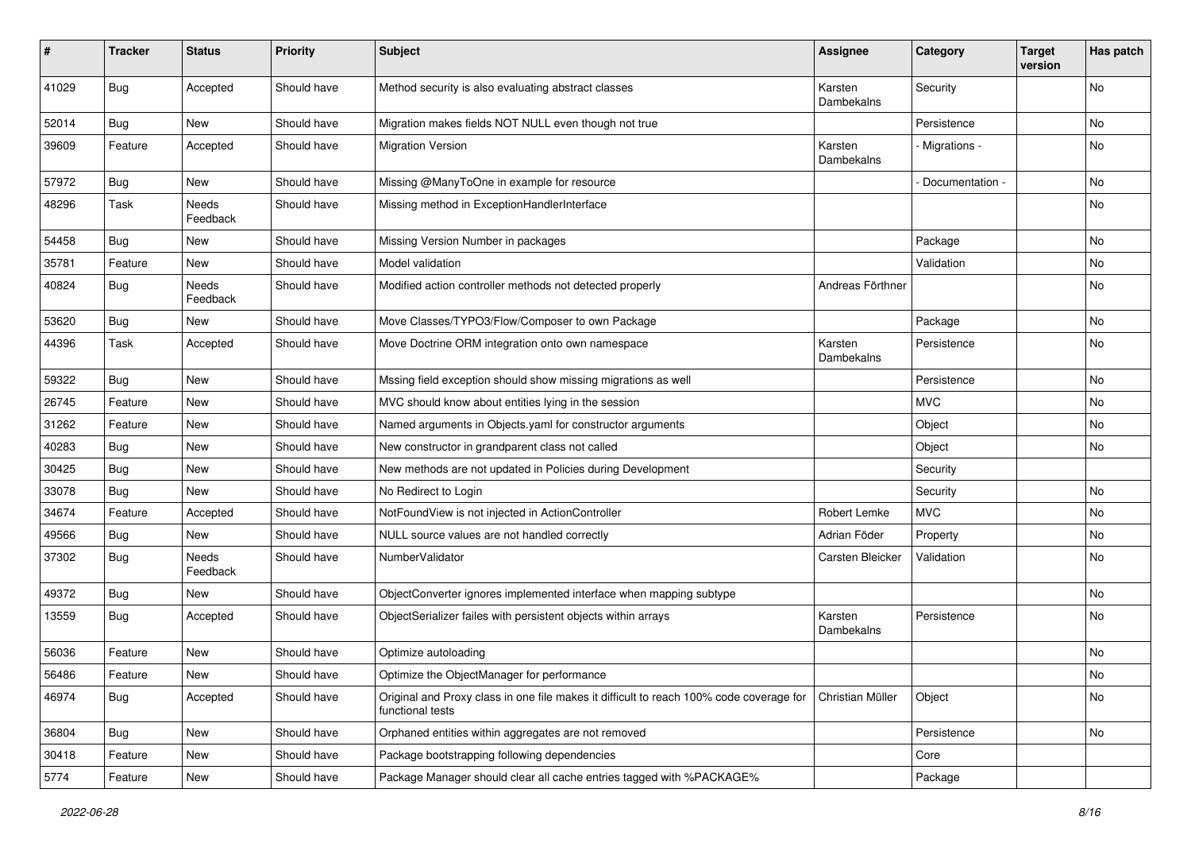| # | Tracker | Status | Priority | Subject | Assignee | Category | Target version | Has patch |
|---|---|---|---|---|---|---|---|---|
| 41029 | Bug | Accepted | Should have | Method security is also evaluating abstract classes | Karsten Dambekalns | Security | | No |
| 52014 | Bug | New | Should have | Migration makes fields NOT NULL even though not true | | Persistence | | No |
| 39609 | Feature | Accepted | Should have | Migration Version | Karsten Dambekalns | - Migrations - | | No |
| 57972 | Bug | New | Should have | Missing @ManyToOne in example for resource | | - Documentation - | | No |
| 48296 | Task | Needs Feedback | Should have | Missing method in ExceptionHandlerInterface | | | | No |
| 54458 | Bug | New | Should have | Missing Version Number in packages | | Package | | No |
| 35781 | Feature | New | Should have | Model validation | | Validation | | No |
| 40824 | Bug | Needs Feedback | Should have | Modified action controller methods not detected properly | Andreas Förthner | | | No |
| 53620 | Bug | New | Should have | Move Classes/TYPO3/Flow/Composer to own Package | | Package | | No |
| 44396 | Task | Accepted | Should have | Move Doctrine ORM integration onto own namespace | Karsten Dambekalns | Persistence | | No |
| 59322 | Bug | New | Should have | Mssing field exception should show missing migrations as well | | Persistence | | No |
| 26745 | Feature | New | Should have | MVC should know about entities lying in the session | | MVC | | No |
| 31262 | Feature | New | Should have | Named arguments in Objects.yaml for constructor arguments | | Object | | No |
| 40283 | Bug | New | Should have | New constructor in grandparent class not called | | Object | | No |
| 30425 | Bug | New | Should have | New methods are not updated in Policies during Development | | Security | | |
| 33078 | Bug | New | Should have | No Redirect to Login | | Security | | No |
| 34674 | Feature | Accepted | Should have | NotFoundView is not injected in ActionController | Robert Lemke | MVC | | No |
| 49566 | Bug | New | Should have | NULL source values are not handled correctly | Adrian Föder | Property | | No |
| 37302 | Bug | Needs Feedback | Should have | NumberValidator | Carsten Bleicker | Validation | | No |
| 49372 | Bug | New | Should have | ObjectConverter ignores implemented interface when mapping subtype | | | | No |
| 13559 | Bug | Accepted | Should have | ObjectSerializer failes with persistent objects within arrays | Karsten Dambekalns | Persistence | | No |
| 56036 | Feature | New | Should have | Optimize autoloading | | | | No |
| 56486 | Feature | New | Should have | Optimize the ObjectManager for performance | | | | No |
| 46974 | Bug | Accepted | Should have | Original and Proxy class in one file makes it difficult to reach 100% code coverage for functional tests | Christian Müller | Object | | No |
| 36804 | Bug | New | Should have | Orphaned entities within aggregates are not removed | | Persistence | | No |
| 30418 | Feature | New | Should have | Package bootstrapping following dependencies | | Core | | |
| 5774 | Feature | New | Should have | Package Manager should clear all cache entries tagged with %PACKAGE% | | Package | | |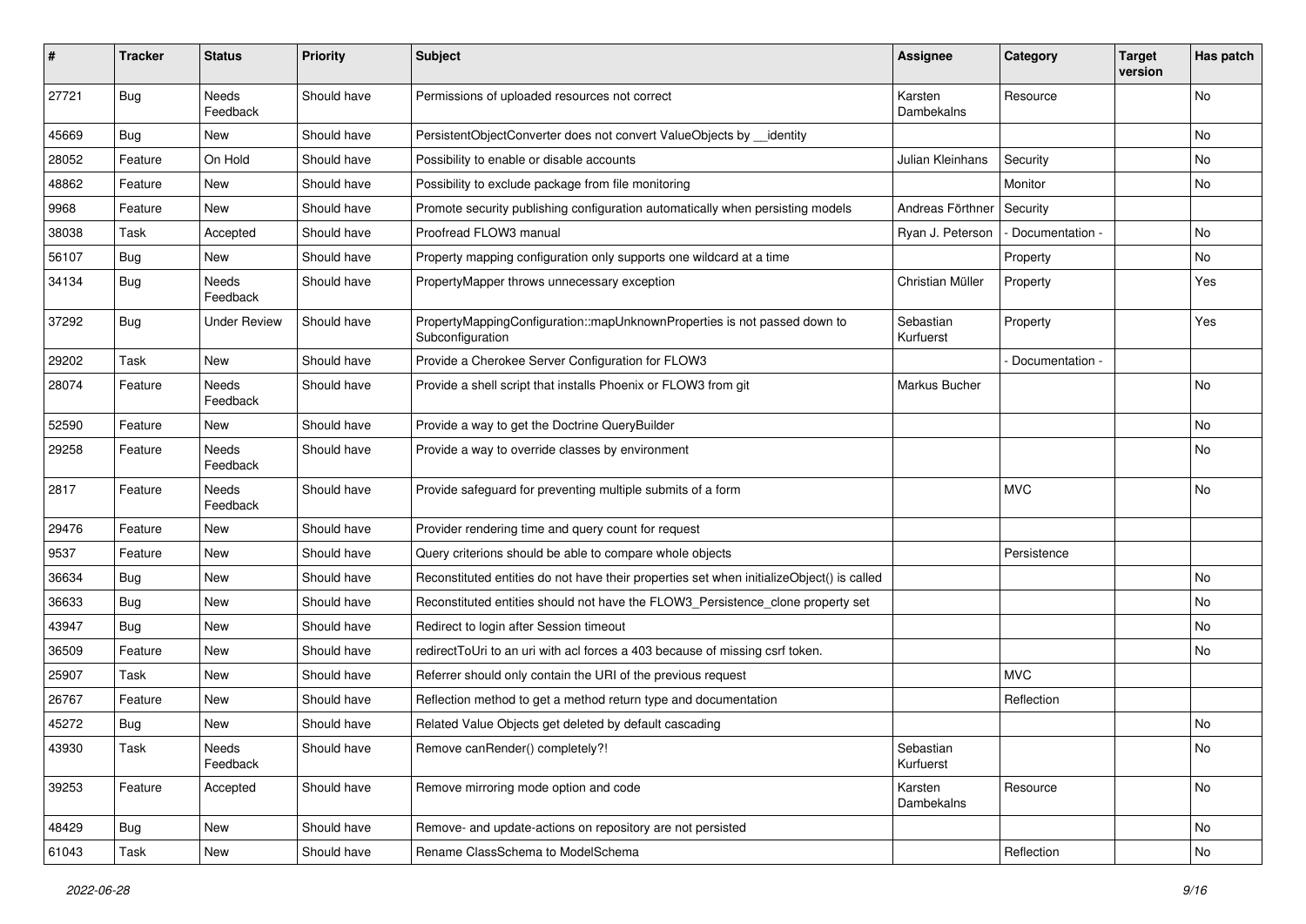| # | Tracker | Status | Priority | Subject | Assignee | Category | Target version | Has patch |
|---|---|---|---|---|---|---|---|---|
| 27721 | Bug | Needs Feedback | Should have | Permissions of uploaded resources not correct | Karsten Dambekalns | Resource | | No |
| 45669 | Bug | New | Should have | PersistentObjectConverter does not convert ValueObjects by __identity | | | | No |
| 28052 | Feature | On Hold | Should have | Possibility to enable or disable accounts | Julian Kleinhans | Security | | No |
| 48862 | Feature | New | Should have | Possibility to exclude package from file monitoring | | Monitor | | No |
| 9968 | Feature | New | Should have | Promote security publishing configuration automatically when persisting models | Andreas Förthner | Security | | |
| 38038 | Task | Accepted | Should have | Proofread FLOW3 manual | Ryan J. Peterson | - Documentation - | | No |
| 56107 | Bug | New | Should have | Property mapping configuration only supports one wildcard at a time | | Property | | No |
| 34134 | Bug | Needs Feedback | Should have | PropertyMapper throws unnecessary exception | Christian Müller | Property | | Yes |
| 37292 | Bug | Under Review | Should have | PropertyMappingConfiguration::mapUnknownProperties is not passed down to Subconfiguration | Sebastian Kurfuerst | Property | | Yes |
| 29202 | Task | New | Should have | Provide a Cherokee Server Configuration for FLOW3 | | - Documentation - | | |
| 28074 | Feature | Needs Feedback | Should have | Provide a shell script that installs Phoenix or FLOW3 from git | Markus Bucher | | | No |
| 52590 | Feature | New | Should have | Provide a way to get the Doctrine QueryBuilder | | | | No |
| 29258 | Feature | Needs Feedback | Should have | Provide a way to override classes by environment | | | | No |
| 2817 | Feature | Needs Feedback | Should have | Provide safeguard for preventing multiple submits of a form | | MVC | | No |
| 29476 | Feature | New | Should have | Provider rendering time and query count for request | | | | |
| 9537 | Feature | New | Should have | Query criterions should be able to compare whole objects | | Persistence | | |
| 36634 | Bug | New | Should have | Reconstituted entities do not have their properties set when initializeObject() is called | | | | No |
| 36633 | Bug | New | Should have | Reconstituted entities should not have the FLOW3_Persistence_clone property set | | | | No |
| 43947 | Bug | New | Should have | Redirect to login after Session timeout | | | | No |
| 36509 | Feature | New | Should have | redirectToUri to an uri with acl forces a 403 because of missing csrf token. | | | | No |
| 25907 | Task | New | Should have | Referrer should only contain the URI of the previous request | | MVC | | |
| 26767 | Feature | New | Should have | Reflection method to get a method return type and documentation | | Reflection | | |
| 45272 | Bug | New | Should have | Related Value Objects get deleted by default cascading | | | | No |
| 43930 | Task | Needs Feedback | Should have | Remove canRender() completely?! | Sebastian Kurfuerst | | | No |
| 39253 | Feature | Accepted | Should have | Remove mirroring mode option and code | Karsten Dambekalns | Resource | | No |
| 48429 | Bug | New | Should have | Remove- and update-actions on repository are not persisted | | | | No |
| 61043 | Task | New | Should have | Rename ClassSchema to ModelSchema | | Reflection | | No |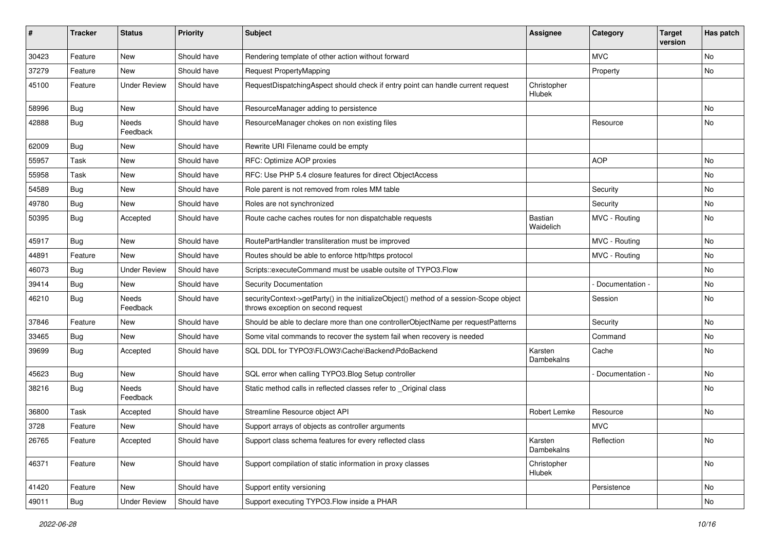| # | Tracker | Status | Priority | Subject | Assignee | Category | Target version | Has patch |
|---|---|---|---|---|---|---|---|---|
| 30423 | Feature | New | Should have | Rendering template of other action without forward | | MVC | | No |
| 37279 | Feature | New | Should have | Request PropertyMapping | | Property | | No |
| 45100 | Feature | Under Review | Should have | RequestDispatchingAspect should check if entry point can handle current request | Christopher Hlubek | | | |
| 58996 | Bug | New | Should have | ResourceManager adding to persistence | | | | No |
| 42888 | Bug | Needs Feedback | Should have | ResourceManager chokes on non existing files | | Resource | | No |
| 62009 | Bug | New | Should have | Rewrite URI Filename could be empty | | | | |
| 55957 | Task | New | Should have | RFC: Optimize AOP proxies | | AOP | | No |
| 55958 | Task | New | Should have | RFC: Use PHP 5.4 closure features for direct ObjectAccess | | | | No |
| 54589 | Bug | New | Should have | Role parent is not removed from roles MM table | | Security | | No |
| 49780 | Bug | New | Should have | Roles are not synchronized | | Security | | No |
| 50395 | Bug | Accepted | Should have | Route cache caches routes for non dispatchable requests | Bastian Waidelich | MVC - Routing | | No |
| 45917 | Bug | New | Should have | RoutePartHandler transliteration must be improved | | MVC - Routing | | No |
| 44891 | Feature | New | Should have | Routes should be able to enforce http/https protocol | | MVC - Routing | | No |
| 46073 | Bug | Under Review | Should have | Scripts::executeCommand must be usable outsite of TYPO3.Flow | | | | No |
| 39414 | Bug | New | Should have | Security Documentation | | - Documentation - | | No |
| 46210 | Bug | Needs Feedback | Should have | securityContext->getParty() in the initializeObject() method of a session-Scope object throws exception on second request | | Session | | No |
| 37846 | Feature | New | Should have | Should be able to declare more than one controllerObjectName per requestPatterns | | Security | | No |
| 33465 | Bug | New | Should have | Some vital commands to recover the system fail when recovery is needed | | Command | | No |
| 39699 | Bug | Accepted | Should have | SQL DDL for TYPO3\FLOW3\Cache\Backend\PdoBackend | Karsten Dambekalns | Cache | | No |
| 45623 | Bug | New | Should have | SQL error when calling TYPO3.Blog Setup controller | | - Documentation - | | No |
| 38216 | Bug | Needs Feedback | Should have | Static method calls in reflected classes refer to _Original class | | | | No |
| 36800 | Task | Accepted | Should have | Streamline Resource object API | Robert Lemke | Resource | | No |
| 3728 | Feature | New | Should have | Support arrays of objects as controller arguments | | MVC | | |
| 26765 | Feature | Accepted | Should have | Support class schema features for every reflected class | Karsten Dambekalns | Reflection | | No |
| 46371 | Feature | New | Should have | Support compilation of static information in proxy classes | Christopher Hlubek | | | No |
| 41420 | Feature | New | Should have | Support entity versioning | | Persistence | | No |
| 49011 | Bug | Under Review | Should have | Support executing TYPO3.Flow inside a PHAR | | | | No |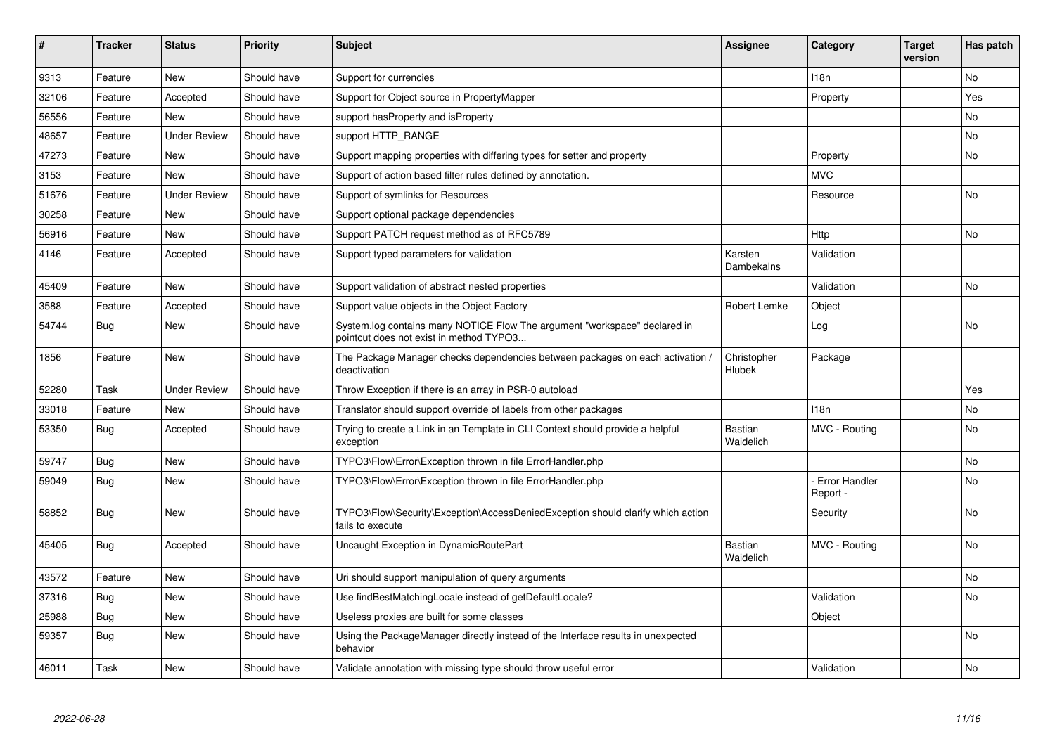| # | Tracker | Status | Priority | Subject | Assignee | Category | Target version | Has patch |
|---|---|---|---|---|---|---|---|---|
| 9313 | Feature | New | Should have | Support for currencies | | I18n | | No |
| 32106 | Feature | Accepted | Should have | Support for Object source in PropertyMapper | | Property | | Yes |
| 56556 | Feature | New | Should have | support hasProperty and isProperty | | | | No |
| 48657 | Feature | Under Review | Should have | support HTTP_RANGE | | | | No |
| 47273 | Feature | New | Should have | Support mapping properties with differing types for setter and property | | Property | | No |
| 3153 | Feature | New | Should have | Support of action based filter rules defined by annotation. | | MVC | | |
| 51676 | Feature | Under Review | Should have | Support of symlinks for Resources | | Resource | | No |
| 30258 | Feature | New | Should have | Support optional package dependencies | | | | |
| 56916 | Feature | New | Should have | Support PATCH request method as of RFC5789 | | Http | | No |
| 4146 | Feature | Accepted | Should have | Support typed parameters for validation | Karsten Dambekalns | Validation | | |
| 45409 | Feature | New | Should have | Support validation of abstract nested properties | | Validation | | No |
| 3588 | Feature | Accepted | Should have | Support value objects in the Object Factory | Robert Lemke | Object | | |
| 54744 | Bug | New | Should have | System.log contains many NOTICE Flow The argument "workspace" declared in pointcut does not exist in method TYPO3... | | Log | | No |
| 1856 | Feature | New | Should have | The Package Manager checks dependencies between packages on each activation / deactivation | Christopher Hlubek | Package | | |
| 52280 | Task | Under Review | Should have | Throw Exception if there is an array in PSR-0 autoload | | | | Yes |
| 33018 | Feature | New | Should have | Translator should support override of labels from other packages | | I18n | | No |
| 53350 | Bug | Accepted | Should have | Trying to create a Link in an Template in CLI Context should provide a helpful exception | Bastian Waidelich | MVC - Routing | | No |
| 59747 | Bug | New | Should have | TYPO3\Flow\Error\Exception thrown in file ErrorHandler.php | | | | No |
| 59049 | Bug | New | Should have | TYPO3\Flow\Error\Exception thrown in file ErrorHandler.php | | - Error Handler Report - | | No |
| 58852 | Bug | New | Should have | TYPO3\Flow\Security\Exception\AccessDeniedException should clarify which action fails to execute | | Security | | No |
| 45405 | Bug | Accepted | Should have | Uncaught Exception in DynamicRoutePart | Bastian Waidelich | MVC - Routing | | No |
| 43572 | Feature | New | Should have | Uri should support manipulation of query arguments | | | | No |
| 37316 | Bug | New | Should have | Use findBestMatchingLocale instead of getDefaultLocale? | | Validation | | No |
| 25988 | Bug | New | Should have | Useless proxies are built for some classes | | Object | | |
| 59357 | Bug | New | Should have | Using the PackageManager directly instead of the Interface results in unexpected behavior | | | | No |
| 46011 | Task | New | Should have | Validate annotation with missing type should throw useful error | | Validation | | No |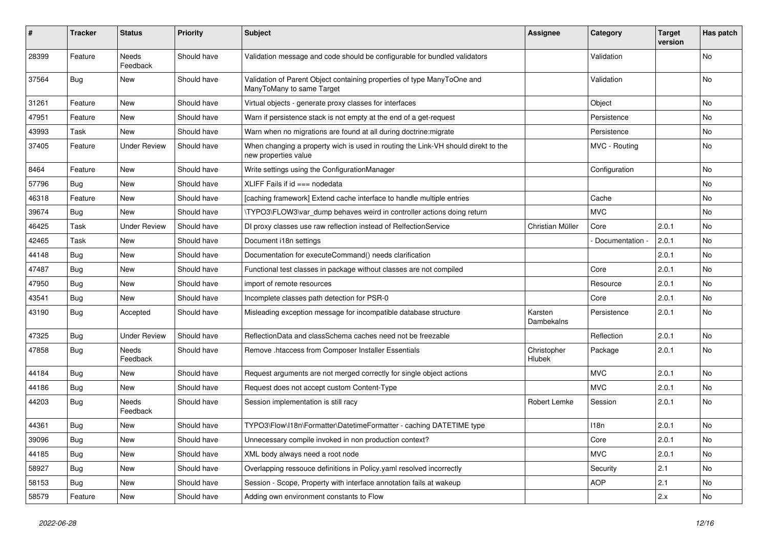| # | Tracker | Status | Priority | Subject | Assignee | Category | Target version | Has patch |
|---|---|---|---|---|---|---|---|---|
| 28399 | Feature | Needs Feedback | Should have | Validation message and code should be configurable for bundled validators | | Validation | | No |
| 37564 | Bug | New | Should have | Validation of Parent Object containing properties of type ManyToOne and ManyToMany to same Target | | Validation | | No |
| 31261 | Feature | New | Should have | Virtual objects - generate proxy classes for interfaces | | Object | | No |
| 47951 | Feature | New | Should have | Warn if persistence stack is not empty at the end of a get-request | | Persistence | | No |
| 43993 | Task | New | Should have | Warn when no migrations are found at all during doctrine:migrate | | Persistence | | No |
| 37405 | Feature | Under Review | Should have | When changing a property wich is used in routing the Link-VH should direkt to the new properties value | | MVC - Routing | | No |
| 8464 | Feature | New | Should have | Write settings using the ConfigurationManager | | Configuration | | No |
| 57796 | Bug | New | Should have | XLIFF Fails if id === nodedata | | | | No |
| 46318 | Feature | New | Should have | [caching framework] Extend cache interface to handle multiple entries | | Cache | | No |
| 39674 | Bug | New | Should have | \TYPO3\FLOW3\var_dump behaves weird in controller actions doing return | | MVC | | No |
| 46425 | Task | Under Review | Should have | DI proxy classes use raw reflection instead of RelfectionService | Christian Müller | Core | 2.0.1 | No |
| 42465 | Task | New | Should have | Document i18n settings | | - Documentation - | 2.0.1 | No |
| 44148 | Bug | New | Should have | Documentation for executeCommand() needs clarification | | | 2.0.1 | No |
| 47487 | Bug | New | Should have | Functional test classes in package without classes are not compiled | | Core | 2.0.1 | No |
| 47950 | Bug | New | Should have | import of remote resources | | Resource | 2.0.1 | No |
| 43541 | Bug | New | Should have | Incomplete classes path detection for PSR-0 | | Core | 2.0.1 | No |
| 43190 | Bug | Accepted | Should have | Misleading exception message for incompatible database structure | Karsten Dambekalns | Persistence | 2.0.1 | No |
| 47325 | Bug | Under Review | Should have | ReflectionData and classSchema caches need not be freezable | | Reflection | 2.0.1 | No |
| 47858 | Bug | Needs Feedback | Should have | Remove .htaccess from Composer Installer Essentials | Christopher Hlubek | Package | 2.0.1 | No |
| 44184 | Bug | New | Should have | Request arguments are not merged correctly for single object actions | | MVC | 2.0.1 | No |
| 44186 | Bug | New | Should have | Request does not accept custom Content-Type | | MVC | 2.0.1 | No |
| 44203 | Bug | Needs Feedback | Should have | Session implementation is still racy | Robert Lemke | Session | 2.0.1 | No |
| 44361 | Bug | New | Should have | TYPO3\Flow\I18n\Formatter\DatetimeFormatter - caching DATETIME type | | I18n | 2.0.1 | No |
| 39096 | Bug | New | Should have | Unnecessary compile invoked in non production context? | | Core | 2.0.1 | No |
| 44185 | Bug | New | Should have | XML body always need a root node | | MVC | 2.0.1 | No |
| 58927 | Bug | New | Should have | Overlapping ressouce definitions in Policy.yaml resolved incorrectly | | Security | 2.1 | No |
| 58153 | Bug | New | Should have | Session - Scope, Property with interface annotation fails at wakeup | | AOP | 2.1 | No |
| 58579 | Feature | New | Should have | Adding own environment constants to Flow | | | 2.x | No |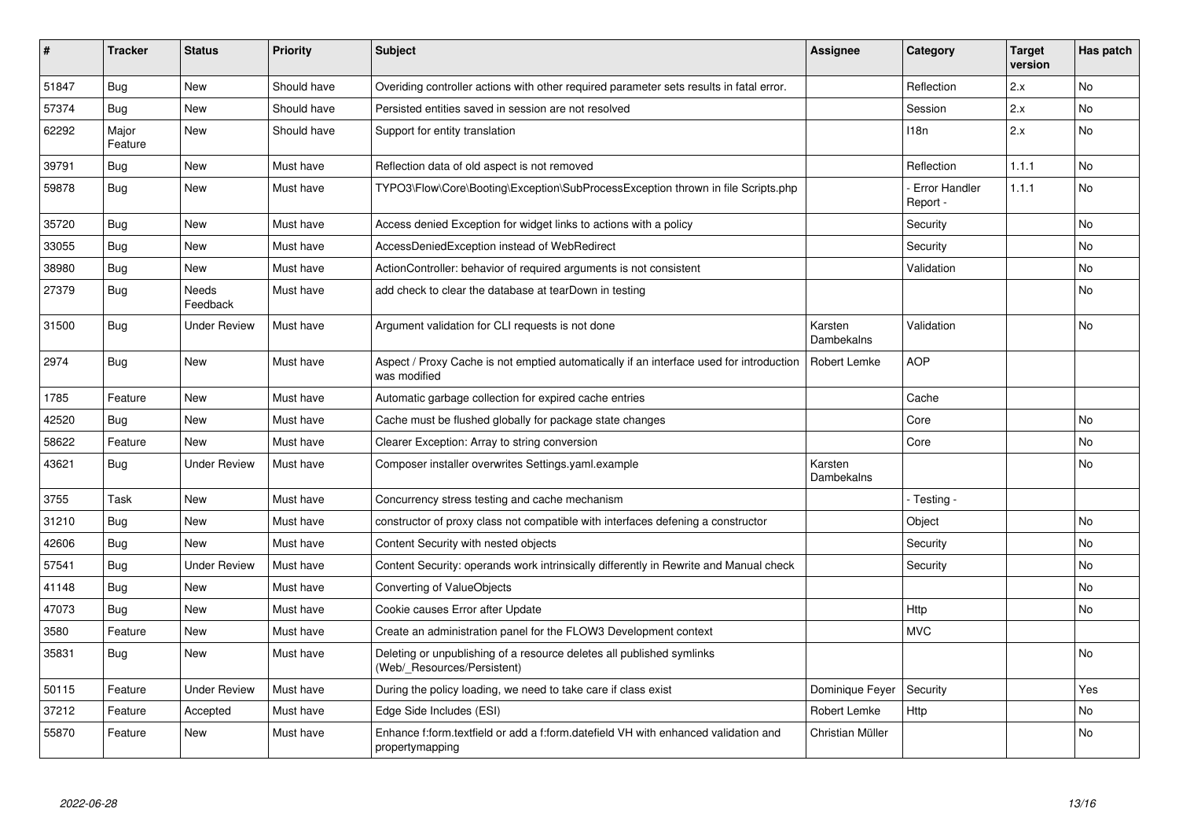| # | Tracker | Status | Priority | Subject | Assignee | Category | Target version | Has patch |
|---|---|---|---|---|---|---|---|---|
| 51847 | Bug | New | Should have | Overiding controller actions with other required parameter sets results in fatal error. | | Reflection | 2.x | No |
| 57374 | Bug | New | Should have | Persisted entities saved in session are not resolved | | Session | 2.x | No |
| 62292 | Major Feature | New | Should have | Support for entity translation | | I18n | 2.x | No |
| 39791 | Bug | New | Must have | Reflection data of old aspect is not removed | | Reflection | 1.1.1 | No |
| 59878 | Bug | New | Must have | TYPO3\Flow\Core\Booting\Exception\SubProcessException thrown in file Scripts.php | | - Error Handler Report - | 1.1.1 | No |
| 35720 | Bug | New | Must have | Access denied Exception for widget links to actions with a policy | | Security | | No |
| 33055 | Bug | New | Must have | AccessDeniedException instead of WebRedirect | | Security | | No |
| 38980 | Bug | New | Must have | ActionController: behavior of required arguments is not consistent | | Validation | | No |
| 27379 | Bug | Needs Feedback | Must have | add check to clear the database at tearDown in testing | | | | No |
| 31500 | Bug | Under Review | Must have | Argument validation for CLI requests is not done | Karsten Dambekalns | Validation | | No |
| 2974 | Bug | New | Must have | Aspect / Proxy Cache is not emptied automatically if an interface used for introduction was modified | Robert Lemke | AOP | | |
| 1785 | Feature | New | Must have | Automatic garbage collection for expired cache entries | | Cache | | |
| 42520 | Bug | New | Must have | Cache must be flushed globally for package state changes | | Core | | No |
| 58622 | Feature | New | Must have | Clearer Exception: Array to string conversion | | Core | | No |
| 43621 | Bug | Under Review | Must have | Composer installer overwrites Settings.yaml.example | Karsten Dambekalns | | | No |
| 3755 | Task | New | Must have | Concurrency stress testing and cache mechanism | | - Testing - | | |
| 31210 | Bug | New | Must have | constructor of proxy class not compatible with interfaces defening a constructor | | Object | | No |
| 42606 | Bug | New | Must have | Content Security with nested objects | | Security | | No |
| 57541 | Bug | Under Review | Must have | Content Security: operands work intrinsically differently in Rewrite and Manual check | | Security | | No |
| 41148 | Bug | New | Must have | Converting of ValueObjects | | | | No |
| 47073 | Bug | New | Must have | Cookie causes Error after Update | | Http | | No |
| 3580 | Feature | New | Must have | Create an administration panel for the FLOW3 Development context | | MVC | | |
| 35831 | Bug | New | Must have | Deleting or unpublishing of a resource deletes all published symlinks (Web/_Resources/Persistent) | | | | No |
| 50115 | Feature | Under Review | Must have | During the policy loading, we need to take care if class exist | Dominique Feyer | Security | | Yes |
| 37212 | Feature | Accepted | Must have | Edge Side Includes (ESI) | Robert Lemke | Http | | No |
| 55870 | Feature | New | Must have | Enhance f:form.textfield or add a f:form.datefield VH with enhanced validation and propertymapping | Christian Müller | | | No |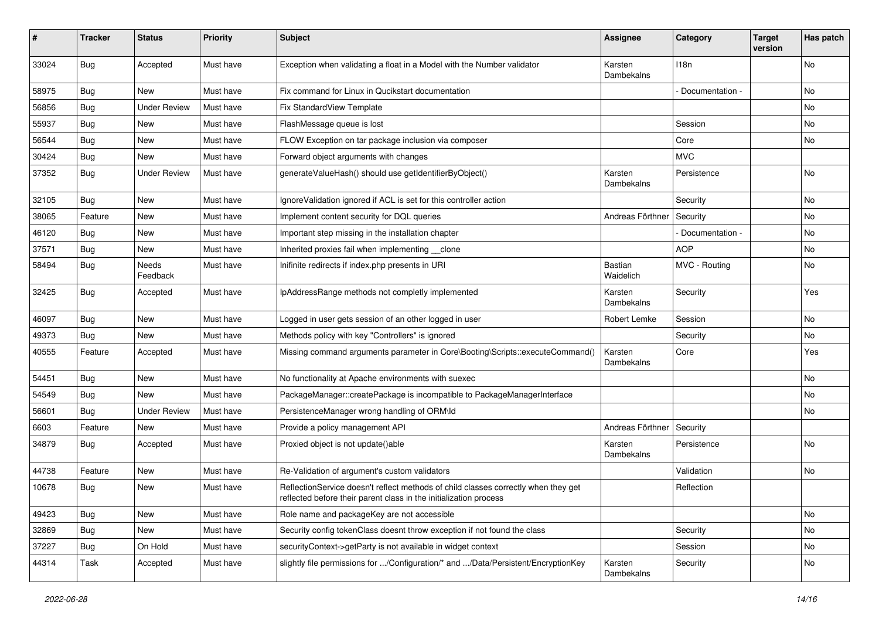| # | Tracker | Status | Priority | Subject | Assignee | Category | Target version | Has patch |
|---|---|---|---|---|---|---|---|---|
| 33024 | Bug | Accepted | Must have | Exception when validating a float in a Model with the Number validator | Karsten Dambekalns | I18n | | No |
| 58975 | Bug | New | Must have | Fix command for Linux in Qucikstart documentation | | - Documentation - | | No |
| 56856 | Bug | Under Review | Must have | Fix StandardView Template | | | | No |
| 55937 | Bug | New | Must have | FlashMessage queue is lost | | Session | | No |
| 56544 | Bug | New | Must have | FLOW Exception on tar package inclusion via composer | | Core | | No |
| 30424 | Bug | New | Must have | Forward object arguments with changes | | MVC | | |
| 37352 | Bug | Under Review | Must have | generateValueHash() should use getIdentifierByObject() | Karsten Dambekalns | Persistence | | No |
| 32105 | Bug | New | Must have | IgnoreValidation ignored if ACL is set for this controller action | | Security | | No |
| 38065 | Feature | New | Must have | Implement content security for DQL queries | Andreas Förthner | Security | | No |
| 46120 | Bug | New | Must have | Important step missing in the installation chapter | | - Documentation - | | No |
| 37571 | Bug | New | Must have | Inherited proxies fail when implementing __clone | | AOP | | No |
| 58494 | Bug | Needs Feedback | Must have | Inifinite redirects if index.php presents in URI | Bastian Waidelich | MVC - Routing | | No |
| 32425 | Bug | Accepted | Must have | IpAddressRange methods not completly implemented | Karsten Dambekalns | Security | | Yes |
| 46097 | Bug | New | Must have | Logged in user gets session of an other logged in user | Robert Lemke | Session | | No |
| 49373 | Bug | New | Must have | Methods policy with key "Controllers" is ignored | | Security | | No |
| 40555 | Feature | Accepted | Must have | Missing command arguments parameter in Core\Booting\Scripts::executeCommand() | Karsten Dambekalns | Core | | Yes |
| 54451 | Bug | New | Must have | No functionality at Apache environments with suexec | | | | No |
| 54549 | Bug | New | Must have | PackageManager::createPackage is incompatible to PackageManagerInterface | | | | No |
| 56601 | Bug | Under Review | Must have | PersistenceManager wrong handling of ORM\Id | | | | No |
| 6603 | Feature | New | Must have | Provide a policy management API | Andreas Förthner | Security | | |
| 34879 | Bug | Accepted | Must have | Proxied object is not update()able | Karsten Dambekalns | Persistence | | No |
| 44738 | Feature | New | Must have | Re-Validation of argument's custom validators | | Validation | | No |
| 10678 | Bug | New | Must have | ReflectionService doesn't reflect methods of child classes correctly when they get reflected before their parent class in the initialization process | | Reflection | | |
| 49423 | Bug | New | Must have | Role name and packageKey are not accessible | | | | No |
| 32869 | Bug | New | Must have | Security config tokenClass doesnt throw exception if not found the class | | Security | | No |
| 37227 | Bug | On Hold | Must have | securityContext->getParty is not available in widget context | | Session | | No |
| 44314 | Task | Accepted | Must have | slightly file permissions for .../Configuration/* and .../Data/Persistent/EncryptionKey | Karsten Dambekalns | Security | | No |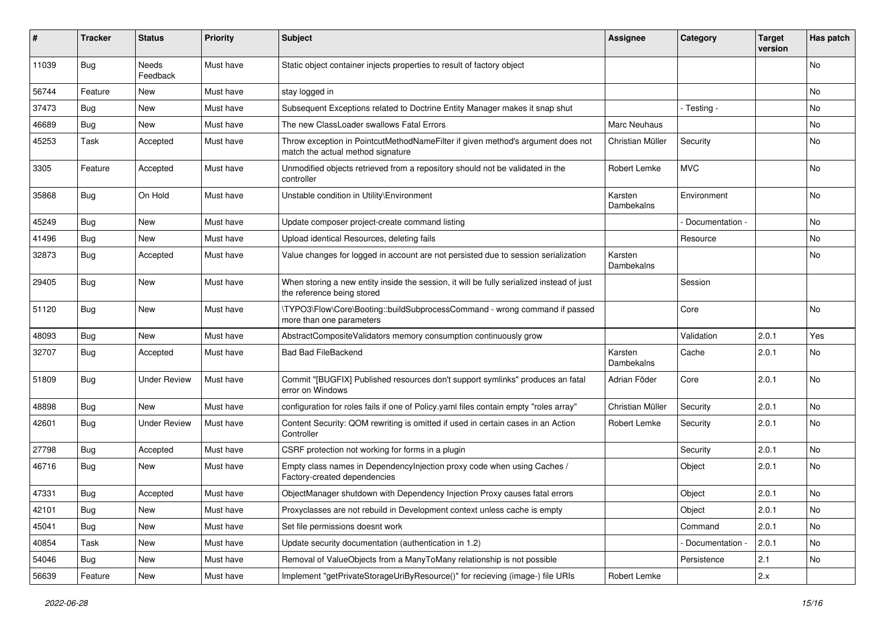| # | Tracker | Status | Priority | Subject | Assignee | Category | Target version | Has patch |
|---|---|---|---|---|---|---|---|---|
| 11039 | Bug | Needs Feedback | Must have | Static object container injects properties to result of factory object | | | | No |
| 56744 | Feature | New | Must have | stay logged in | | | | No |
| 37473 | Bug | New | Must have | Subsequent Exceptions related to Doctrine Entity Manager makes it snap shut | | - Testing - | | No |
| 46689 | Bug | New | Must have | The new ClassLoader swallows Fatal Errors | Marc Neuhaus | | | No |
| 45253 | Task | Accepted | Must have | Throw exception in PointcutMethodNameFilter if given method's argument does not match the actual method signature | Christian Müller | Security | | No |
| 3305 | Feature | Accepted | Must have | Unmodified objects retrieved from a repository should not be validated in the controller | Robert Lemke | MVC | | No |
| 35868 | Bug | On Hold | Must have | Unstable condition in Utility\Environment | Karsten Dambekalns | Environment | | No |
| 45249 | Bug | New | Must have | Update composer project-create command listing | | - Documentation - | | No |
| 41496 | Bug | New | Must have | Upload identical Resources, deleting fails | | Resource | | No |
| 32873 | Bug | Accepted | Must have | Value changes for logged in account are not persisted due to session serialization | Karsten Dambekalns | | | No |
| 29405 | Bug | New | Must have | When storing a new entity inside the session, it will be fully serialized instead of just the reference being stored | | Session | | |
| 51120 | Bug | New | Must have | \TYPO3\Flow\Core\Booting::buildSubprocessCommand - wrong command if passed more than one parameters | | Core | | No |
| 48093 | Bug | New | Must have | AbstractCompositeValidators memory consumption continuously grow | | Validation | 2.0.1 | Yes |
| 32707 | Bug | Accepted | Must have | Bad Bad FileBackend | Karsten Dambekalns | Cache | 2.0.1 | No |
| 51809 | Bug | Under Review | Must have | Commit "[BUGFIX] Published resources don't support symlinks" produces an fatal error on Windows | Adrian Föder | Core | 2.0.1 | No |
| 48898 | Bug | New | Must have | configuration for roles fails if one of Policy.yaml files contain empty "roles array" | Christian Müller | Security | 2.0.1 | No |
| 42601 | Bug | Under Review | Must have | Content Security: QOM rewriting is omitted if used in certain cases in an Action Controller | Robert Lemke | Security | 2.0.1 | No |
| 27798 | Bug | Accepted | Must have | CSRF protection not working for forms in a plugin | | Security | 2.0.1 | No |
| 46716 | Bug | New | Must have | Empty class names in DependencyInjection proxy code when using Caches / Factory-created dependencies | | Object | 2.0.1 | No |
| 47331 | Bug | Accepted | Must have | ObjectManager shutdown with Dependency Injection Proxy causes fatal errors | | Object | 2.0.1 | No |
| 42101 | Bug | New | Must have | Proxyclasses are not rebuild in Development context unless cache is empty | | Object | 2.0.1 | No |
| 45041 | Bug | New | Must have | Set file permissions doesnt work | | Command | 2.0.1 | No |
| 40854 | Task | New | Must have | Update security documentation (authentication in 1.2) | | - Documentation - | 2.0.1 | No |
| 54046 | Bug | New | Must have | Removal of ValueObjects from a ManyToMany relationship is not possible | | Persistence | 2.1 | No |
| 56639 | Feature | New | Must have | Implement "getPrivateStorageUriByResource()" for recieving (image-) file URIs | Robert Lemke | | 2.x | |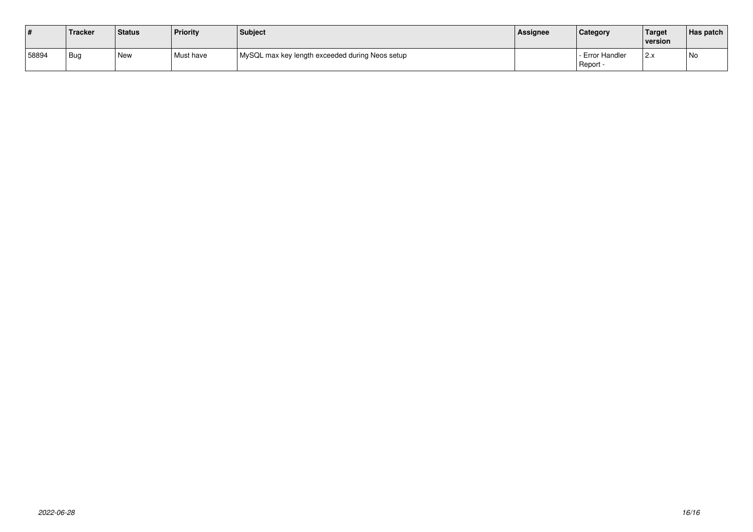| # | Tracker | Status | Priority | Subject | Assignee | Category | Target version | Has patch |
|---|---|---|---|---|---|---|---|---|
| 58894 | Bug | New | Must have | MySQL max key length exceeded during Neos setup | | - Error Handler Report - | 2.x | No |